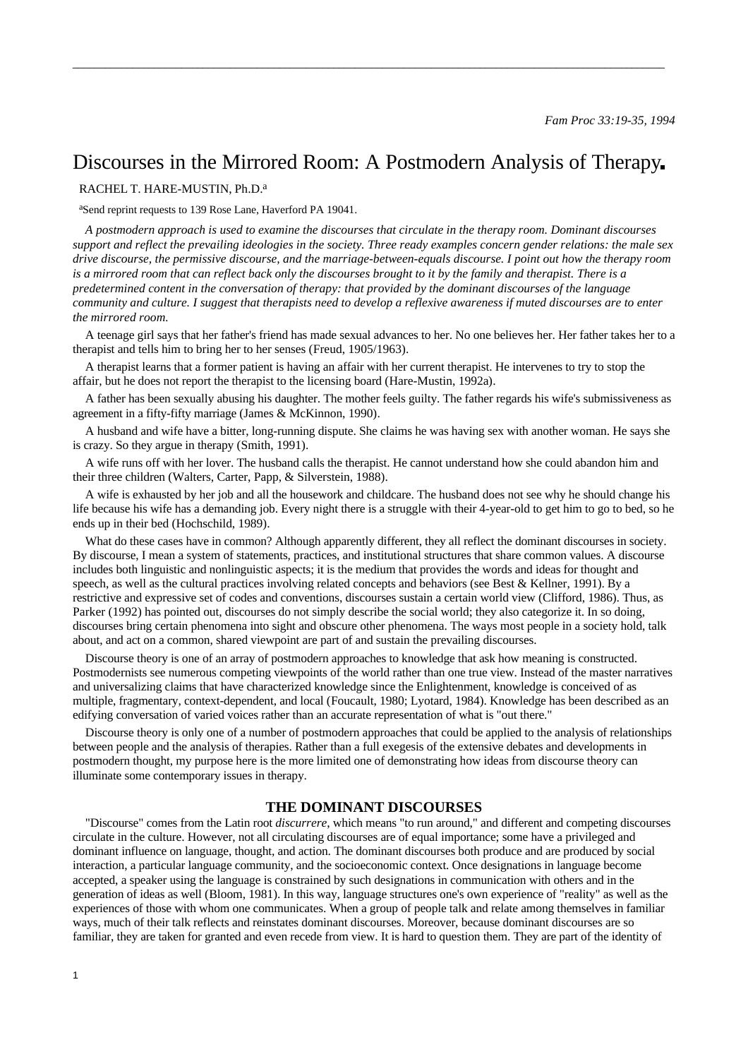*Fam Proc 33:19-35, 1994*

# Discourses in the Mirrored Room: A Postmodern Analysis of Therapy

RACHEL T. HARE-MUSTIN, Ph.D.[a]

[a]Send reprint requests to 139 Rose Lane, Haverford PA 19041.

*A postmodern approach is used to examine the discourses that circulate in the therapy room. Dominant discourses support and reflect the prevailing ideologies in the society. Three ready examples concern gender relations: the male sex drive discourse, the permissive discourse, and the marriage-between-equals discourse. I point out how the therapy room is a mirrored room that can reflect back only the discourses brought to it by the family and therapist. There is a predetermined content in the conversation of therapy: that provided by the dominant discourses of the language community and culture. I suggest that therapists need to develop a reflexive awareness if muted discourses are to enter the mirrored room.*

A teenage girl says that her father's friend has made sexual advances to her. No one believes her. Her father takes her to a therapist and tells him to bring her to her senses (Freud, 1905/1963).

A therapist learns that a former patient is having an affair with her current therapist. He intervenes to try to stop the affair, but he does not report the therapist to the licensing board (Hare-Mustin, 1992a).

A father has been sexually abusing his daughter. The mother feels guilty. The father regards his wife's submissiveness as agreement in a fifty-fifty marriage (James & McKinnon, 1990).

A husband and wife have a bitter, long-running dispute. She claims he was having sex with another woman. He says she is crazy. So they argue in therapy (Smith, 1991).

A wife runs off with her lover. The husband calls the therapist. He cannot understand how she could abandon him and their three children (Walters, Carter, Papp, & Silverstein, 1988).

A wife is exhausted by her job and all the housework and childcare. The husband does not see why he should change his life because his wife has a demanding job. Every night there is a struggle with their 4-year-old to get him to go to bed, so he ends up in their bed (Hochschild, 1989).

What do these cases have in common? Although apparently different, they all reflect the dominant discourses in society. By discourse, I mean a system of statements, practices, and institutional structures that share common values. A discourse includes both linguistic and nonlinguistic aspects; it is the medium that provides the words and ideas for thought and speech, as well as the cultural practices involving related concepts and behaviors (see Best & Kellner, 1991). By a restrictive and expressive set of codes and conventions, discourses sustain a certain world view (Clifford, 1986). Thus, as Parker (1992) has pointed out, discourses do not simply describe the social world; they also categorize it. In so doing, discourses bring certain phenomena into sight and obscure other phenomena. The ways most people in a society hold, talk about, and act on a common, shared viewpoint are part of and sustain the prevailing discourses.

Discourse theory is one of an array of postmodern approaches to knowledge that ask how meaning is constructed. Postmodernists see numerous competing viewpoints of the world rather than one true view. Instead of the master narratives and universalizing claims that have characterized knowledge since the Enlightenment, knowledge is conceived of as multiple, fragmentary, context-dependent, and local (Foucault, 1980; Lyotard, 1984). Knowledge has been described as an edifying conversation of varied voices rather than an accurate representation of what is "out there."

Discourse theory is only one of a number of postmodern approaches that could be applied to the analysis of relationships between people and the analysis of therapies. Rather than a full exegesis of the extensive debates and developments in postmodern thought, my purpose here is the more limited one of demonstrating how ideas from discourse theory can illuminate some contemporary issues in therapy.

## THE DOMINANT DISCOURSES

"Discourse" comes from the Latin root *discurrere*, which means "to run around," and different and competing discourses circulate in the culture. However, not all circulating discourses are of equal importance; some have a privileged and dominant influence on language, thought, and action. The dominant discourses both produce and are produced by social interaction, a particular language community, and the socioeconomic context. Once designations in language become accepted, a speaker using the language is constrained by such designations in communication with others and in the generation of ideas as well (Bloom, 1981). In this way, language structures one's own experience of "reality" as well as the experiences of those with whom one communicates. When a group of people talk and relate among themselves in familiar ways, much of their talk reflects and reinstates dominant discourses. Moreover, because dominant discourses are so familiar, they are taken for granted and even recede from view. It is hard to question them. They are part of the identity of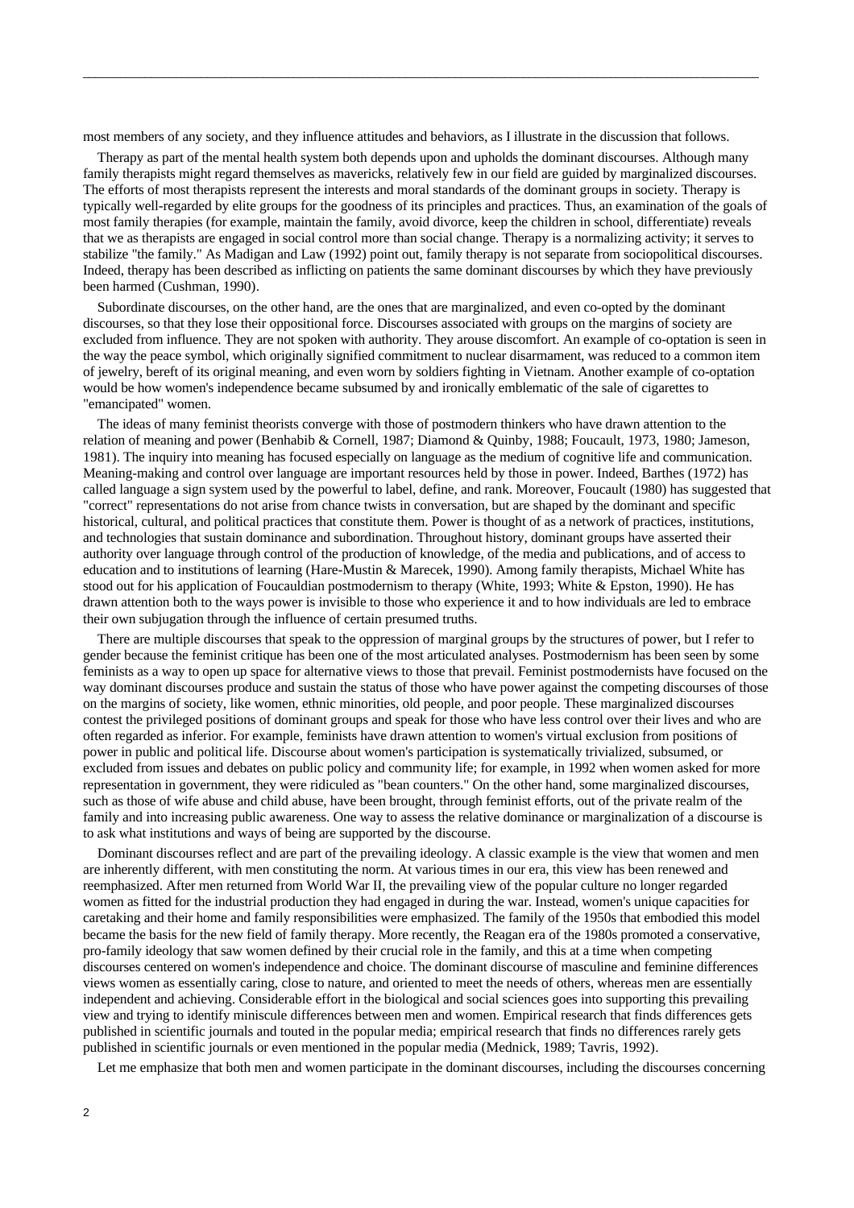most members of any society, and they influence attitudes and behaviors, as I illustrate in the discussion that follows.

Therapy as part of the mental health system both depends upon and upholds the dominant discourses. Although many family therapists might regard themselves as mavericks, relatively few in our field are guided by marginalized discourses. The efforts of most therapists represent the interests and moral standards of the dominant groups in society. Therapy is typically well-regarded by elite groups for the goodness of its principles and practices. Thus, an examination of the goals of most family therapies (for example, maintain the family, avoid divorce, keep the children in school, differentiate) reveals that we as therapists are engaged in social control more than social change. Therapy is a normalizing activity; it serves to stabilize "the family." As Madigan and Law (1992) point out, family therapy is not separate from sociopolitical discourses. Indeed, therapy has been described as inflicting on patients the same dominant discourses by which they have previously been harmed (Cushman, 1990).

Subordinate discourses, on the other hand, are the ones that are marginalized, and even co-opted by the dominant discourses, so that they lose their oppositional force. Discourses associated with groups on the margins of society are excluded from influence. They are not spoken with authority. They arouse discomfort. An example of co-optation is seen in the way the peace symbol, which originally signified commitment to nuclear disarmament, was reduced to a common item of jewelry, bereft of its original meaning, and even worn by soldiers fighting in Vietnam. Another example of co-optation would be how women's independence became subsumed by and ironically emblematic of the sale of cigarettes to "emancipated" women.

The ideas of many feminist theorists converge with those of postmodern thinkers who have drawn attention to the relation of meaning and power (Benhabib & Cornell, 1987; Diamond & Quinby, 1988; Foucault, 1973, 1980; Jameson, 1981). The inquiry into meaning has focused especially on language as the medium of cognitive life and communication. Meaning-making and control over language are important resources held by those in power. Indeed, Barthes (1972) has called language a sign system used by the powerful to label, define, and rank. Moreover, Foucault (1980) has suggested that "correct" representations do not arise from chance twists in conversation, but are shaped by the dominant and specific historical, cultural, and political practices that constitute them. Power is thought of as a network of practices, institutions, and technologies that sustain dominance and subordination. Throughout history, dominant groups have asserted their authority over language through control of the production of knowledge, of the media and publications, and of access to education and to institutions of learning (Hare-Mustin & Marecek, 1990). Among family therapists, Michael White has stood out for his application of Foucauldian postmodernism to therapy (White, 1993; White & Epston, 1990). He has drawn attention both to the ways power is invisible to those who experience it and to how individuals are led to embrace their own subjugation through the influence of certain presumed truths.

There are multiple discourses that speak to the oppression of marginal groups by the structures of power, but I refer to gender because the feminist critique has been one of the most articulated analyses. Postmodernism has been seen by some feminists as a way to open up space for alternative views to those that prevail. Feminist postmodernists have focused on the way dominant discourses produce and sustain the status of those who have power against the competing discourses of those on the margins of society, like women, ethnic minorities, old people, and poor people. These marginalized discourses contest the privileged positions of dominant groups and speak for those who have less control over their lives and who are often regarded as inferior. For example, feminists have drawn attention to women's virtual exclusion from positions of power in public and political life. Discourse about women's participation is systematically trivialized, subsumed, or excluded from issues and debates on public policy and community life; for example, in 1992 when women asked for more representation in government, they were ridiculed as "bean counters." On the other hand, some marginalized discourses, such as those of wife abuse and child abuse, have been brought, through feminist efforts, out of the private realm of the family and into increasing public awareness. One way to assess the relative dominance or marginalization of a discourse is to ask what institutions and ways of being are supported by the discourse.

Dominant discourses reflect and are part of the prevailing ideology. A classic example is the view that women and men are inherently different, with men constituting the norm. At various times in our era, this view has been renewed and reemphasized. After men returned from World War II, the prevailing view of the popular culture no longer regarded women as fitted for the industrial production they had engaged in during the war. Instead, women's unique capacities for caretaking and their home and family responsibilities were emphasized. The family of the 1950s that embodied this model became the basis for the new field of family therapy. More recently, the Reagan era of the 1980s promoted a conservative, pro-family ideology that saw women defined by their crucial role in the family, and this at a time when competing discourses centered on women's independence and choice. The dominant discourse of masculine and feminine differences views women as essentially caring, close to nature, and oriented to meet the needs of others, whereas men are essentially independent and achieving. Considerable effort in the biological and social sciences goes into supporting this prevailing view and trying to identify miniscule differences between men and women. Empirical research that finds differences gets published in scientific journals and touted in the popular media; empirical research that finds no differences rarely gets published in scientific journals or even mentioned in the popular media (Mednick, 1989; Tavris, 1992).

Let me emphasize that both men and women participate in the dominant discourses, including the discourses concerning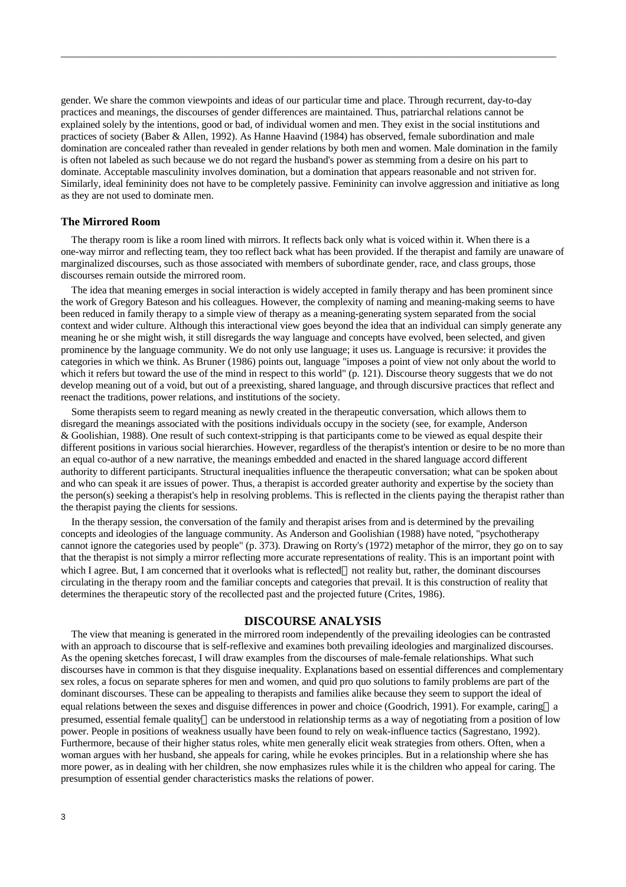gender. We share the common viewpoints and ideas of our particular time and place. Through recurrent, day-to-day practices and meanings, the discourses of gender differences are maintained. Thus, patriarchal relations cannot be explained solely by the intentions, good or bad, of individual women and men. They exist in the social institutions and practices of society (Baber & Allen, 1992). As Hanne Haavind (1984) has observed, female subordination and male domination are concealed rather than revealed in gender relations by both men and women. Male domination in the family is often not labeled as such because we do not regard the husband's power as stemming from a desire on his part to dominate. Acceptable masculinity involves domination, but a domination that appears reasonable and not striven for. Similarly, ideal femininity does not have to be completely passive. Femininity can involve aggression and initiative as long as they are not used to dominate men.

### The Mirrored Room

The therapy room is like a room lined with mirrors. It reflects back only what is voiced within it. When there is a one-way mirror and reflecting team, they too reflect back what has been provided. If the therapist and family are unaware of marginalized discourses, such as those associated with members of subordinate gender, race, and class groups, those discourses remain outside the mirrored room.

The idea that meaning emerges in social interaction is widely accepted in family therapy and has been prominent since the work of Gregory Bateson and his colleagues. However, the complexity of naming and meaning-making seems to have been reduced in family therapy to a simple view of therapy as a meaning-generating system separated from the social context and wider culture. Although this interactional view goes beyond the idea that an individual can simply generate any meaning he or she might wish, it still disregards the way language and concepts have evolved, been selected, and given prominence by the language community. We do not only use language; it uses us. Language is recursive: it provides the categories in which we think. As Bruner (1986) points out, language "imposes a point of view not only about the world to which it refers but toward the use of the mind in respect to this world" (p. 121). Discourse theory suggests that we do not develop meaning out of a void, but out of a preexisting, shared language, and through discursive practices that reflect and reenact the traditions, power relations, and institutions of the society.

Some therapists seem to regard meaning as newly created in the therapeutic conversation, which allows them to disregard the meanings associated with the positions individuals occupy in the society (see, for example, Anderson & Goolishian, 1988). One result of such context-stripping is that participants come to be viewed as equal despite their different positions in various social hierarchies. However, regardless of the therapist's intention or desire to be no more than an equal co-author of a new narrative, the meanings embedded and enacted in the shared language accord different authority to different participants. Structural inequalities influence the therapeutic conversation; what can be spoken about and who can speak it are issues of power. Thus, a therapist is accorded greater authority and expertise by the society than the person(s) seeking a therapist's help in resolving problems. This is reflected in the clients paying the therapist rather than the therapist paying the clients for sessions.

In the therapy session, the conversation of the family and therapist arises from and is determined by the prevailing concepts and ideologies of the language community. As Anderson and Goolishian (1988) have noted, "psychotherapy cannot ignore the categories used by people" (p. 373). Drawing on Rorty's (1972) metaphor of the mirror, they go on to say that the therapist is not simply a mirror reflecting more accurate representations of reality. This is an important point with which I agree. But, I am concerned that it overlooks what is reflected— not reality but, rather, the dominant discourses circulating in the therapy room and the familiar concepts and categories that prevail. It is this construction of reality that determines the therapeutic story of the recollected past and the projected future (Crites, 1986).

## DISCOURSE ANALYSIS

The view that meaning is generated in the mirrored room independently of the prevailing ideologies can be contrasted with an approach to discourse that is self-reflexive and examines both prevailing ideologies and marginalized discourses. As the opening sketches forecast, I will draw examples from the discourses of male-female relationships. What such discourses have in common is that they disguise inequality. Explanations based on essential differences and complementary sex roles, a focus on separate spheres for men and women, and quid pro quo solutions to family problems are part of the dominant discourses. These can be appealing to therapists and families alike because they seem to support the ideal of equal relations between the sexes and disguise differences in power and choice (Goodrich, 1991). For example, caring— a presumed, essential female quality— can be understood in relationship terms as a way of negotiating from a position of low power. People in positions of weakness usually have been found to rely on weak-influence tactics (Sagrestano, 1992). Furthermore, because of their higher status roles, white men generally elicit weak strategies from others. Often, when a woman argues with her husband, she appeals for caring, while he evokes principles. But in a relationship where she has more power, as in dealing with her children, she now emphasizes rules while it is the children who appeal for caring. The presumption of essential gender characteristics masks the relations of power.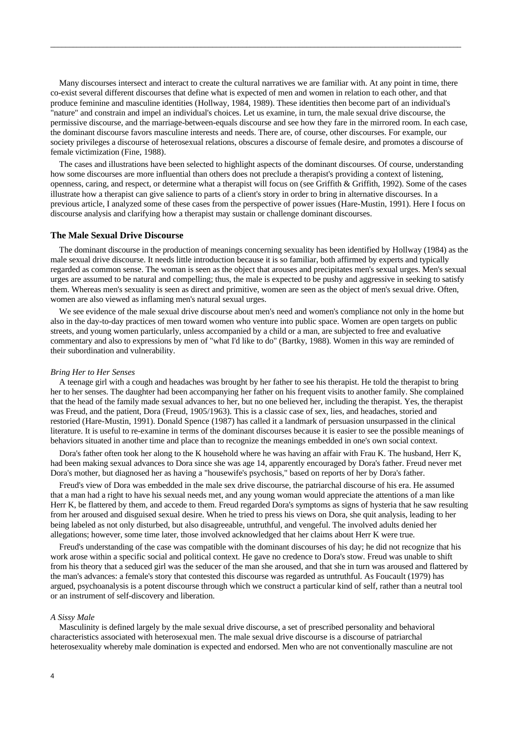Many discourses intersect and interact to create the cultural narratives we are familiar with. At any point in time, there co-exist several different discourses that define what is expected of men and women in relation to each other, and that produce feminine and masculine identities (Hollway, 1984, 1989). These identities then become part of an individual's "nature" and constrain and impel an individual's choices. Let us examine, in turn, the male sexual drive discourse, the permissive discourse, and the marriage-between-equals discourse and see how they fare in the mirrored room. In each case, the dominant discourse favors masculine interests and needs. There are, of course, other discourses. For example, our society privileges a discourse of heterosexual relations, obscures a discourse of female desire, and promotes a discourse of female victimization (Fine, 1988).

The cases and illustrations have been selected to highlight aspects of the dominant discourses. Of course, understanding how some discourses are more influential than others does not preclude a therapist's providing a context of listening, openness, caring, and respect, or determine what a therapist will focus on (see Griffith & Griffith, 1992). Some of the cases illustrate how a therapist can give salience to parts of a client's story in order to bring in alternative discourses. In a previous article, I analyzed some of these cases from the perspective of power issues (Hare-Mustin, 1991). Here I focus on discourse analysis and clarifying how a therapist may sustain or challenge dominant discourses.

### The Male Sexual Drive Discourse

The dominant discourse in the production of meanings concerning sexuality has been identified by Hollway (1984) as the male sexual drive discourse. It needs little introduction because it is so familiar, both affirmed by experts and typically regarded as common sense. The woman is seen as the object that arouses and precipitates men's sexual urges. Men's sexual urges are assumed to be natural and compelling; thus, the male is expected to be pushy and aggressive in seeking to satisfy them. Whereas men's sexuality is seen as direct and primitive, women are seen as the object of men's sexual drive. Often, women are also viewed as inflaming men's natural sexual urges.

We see evidence of the male sexual drive discourse about men's need and women's compliance not only in the home but also in the day-to-day practices of men toward women who venture into public space. Women are open targets on public streets, and young women particularly, unless accompanied by a child or a man, are subjected to free and evaluative commentary and also to expressions by men of "what I'd like to do" (Bartky, 1988). Women in this way are reminded of their subordination and vulnerability.

*Bring Her to Her Senses*

A teenage girl with a cough and headaches was brought by her father to see his therapist. He told the therapist to bring her to her senses. The daughter had been accompanying her father on his frequent visits to another family. She complained that the head of the family made sexual advances to her, but no one believed her, including the therapist. Yes, the therapist was Freud, and the patient, Dora (Freud, 1905/1963). This is a classic case of sex, lies, and headaches, storied and restoried (Hare-Mustin, 1991). Donald Spence (1987) has called it a landmark of persuasion unsurpassed in the clinical literature. It is useful to re-examine in terms of the dominant discourses because it is easier to see the possible meanings of behaviors situated in another time and place than to recognize the meanings embedded in one's own social context.

Dora's father often took her along to the K household where he was having an affair with Frau K. The husband, Herr K, had been making sexual advances to Dora since she was age 14, apparently encouraged by Dora's father. Freud never met Dora's mother, but diagnosed her as having a "housewife's psychosis," based on reports of her by Dora's father.

Freud's view of Dora was embedded in the male sex drive discourse, the patriarchal discourse of his era. He assumed that a man had a right to have his sexual needs met, and any young woman would appreciate the attentions of a man like Herr K, be flattered by them, and accede to them. Freud regarded Dora's symptoms as signs of hysteria that he saw resulting from her aroused and disguised sexual desire. When he tried to press his views on Dora, she quit analysis, leading to her being labeled as not only disturbed, but also disagreeable, untruthful, and vengeful. The involved adults denied her allegations; however, some time later, those involved acknowledged that her claims about Herr K were true.

Freud's understanding of the case was compatible with the dominant discourses of his day; he did not recognize that his work arose within a specific social and political context. He gave no credence to Dora's stow. Freud was unable to shift from his theory that a seduced girl was the seducer of the man she aroused, and that she in turn was aroused and flattered by the man's advances: a female's story that contested this discourse was regarded as untruthful. As Foucault (1979) has argued, psychoanalysis is a potent discourse through which we construct a particular kind of self, rather than a neutral tool or an instrument of self-discovery and liberation.

*A Sissy Male*

Masculinity is defined largely by the male sexual drive discourse, a set of prescribed personality and behavioral characteristics associated with heterosexual men. The male sexual drive discourse is a discourse of patriarchal heterosexuality whereby male domination is expected and endorsed. Men who are not conventionally masculine are not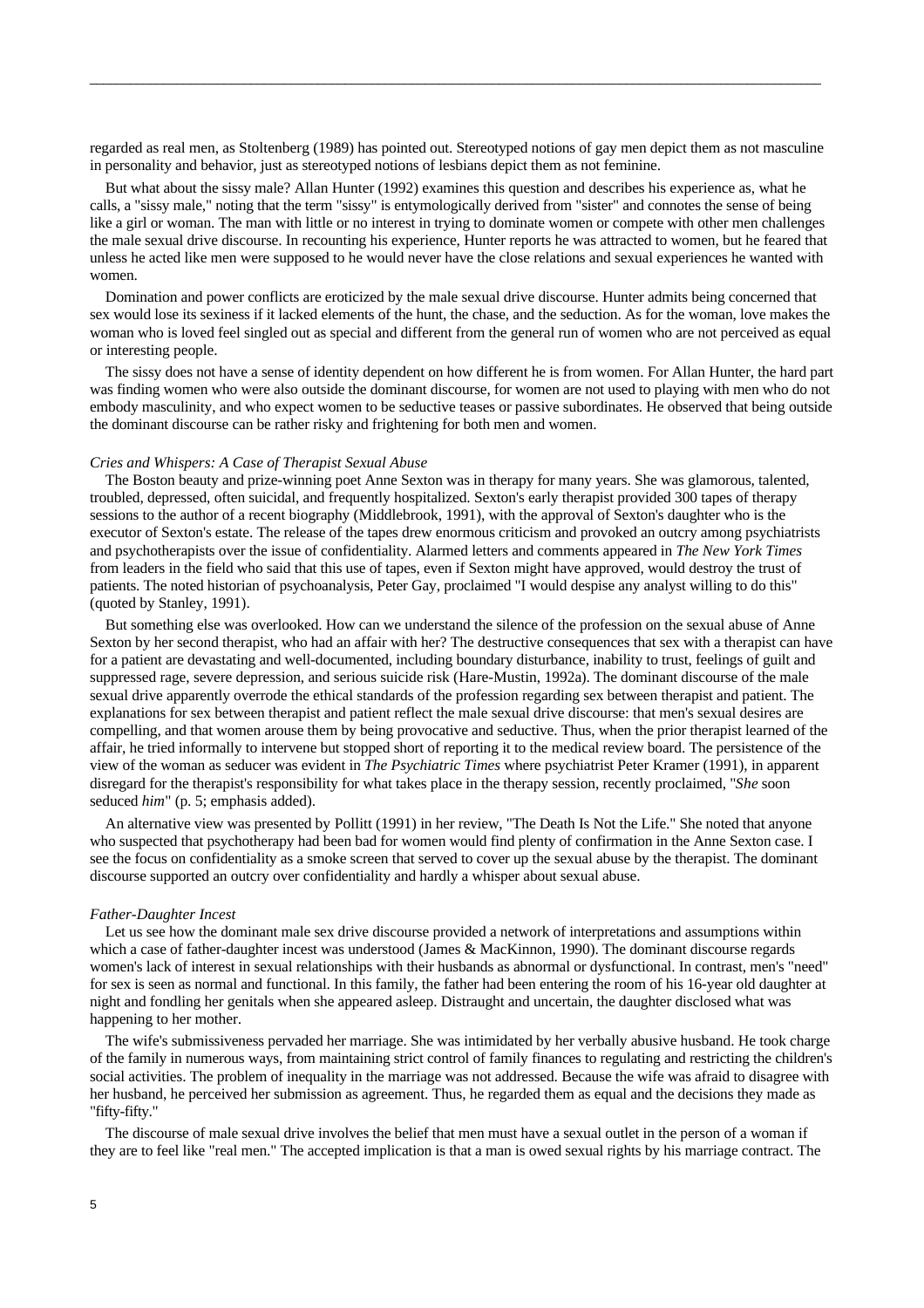regarded as real men, as Stoltenberg (1989) has pointed out. Stereotyped notions of gay men depict them as not masculine in personality and behavior, just as stereotyped notions of lesbians depict them as not feminine.

But what about the sissy male? Allan Hunter (1992) examines this question and describes his experience as, what he calls, a "sissy male," noting that the term "sissy" is entymologically derived from "sister" and connotes the sense of being like a girl or woman. The man with little or no interest in trying to dominate women or compete with other men challenges the male sexual drive discourse. In recounting his experience, Hunter reports he was attracted to women, but he feared that unless he acted like men were supposed to he would never have the close relations and sexual experiences he wanted with women.

Domination and power conflicts are eroticized by the male sexual drive discourse. Hunter admits being concerned that sex would lose its sexiness if it lacked elements of the hunt, the chase, and the seduction. As for the woman, love makes the woman who is loved feel singled out as special and different from the general run of women who are not perceived as equal or interesting people.

The sissy does not have a sense of identity dependent on how different he is from women. For Allan Hunter, the hard part was finding women who were also outside the dominant discourse, for women are not used to playing with men who do not embody masculinity, and who expect women to be seductive teases or passive subordinates. He observed that being outside the dominant discourse can be rather risky and frightening for both men and women.

*Cries and Whispers: A Case of Therapist Sexual Abuse*

The Boston beauty and prize-winning poet Anne Sexton was in therapy for many years. She was glamorous, talented, troubled, depressed, often suicidal, and frequently hospitalized. Sexton's early therapist provided 300 tapes of therapy sessions to the author of a recent biography (Middlebrook, 1991), with the approval of Sexton's daughter who is the executor of Sexton's estate. The release of the tapes drew enormous criticism and provoked an outcry among psychiatrists and psychotherapists over the issue of confidentiality. Alarmed letters and comments appeared in *The New York Times* from leaders in the field who said that this use of tapes, even if Sexton might have approved, would destroy the trust of patients. The noted historian of psychoanalysis, Peter Gay, proclaimed "I would despise any analyst willing to do this" (quoted by Stanley, 1991).

But something else was overlooked. How can we understand the silence of the profession on the sexual abuse of Anne Sexton by her second therapist, who had an affair with her? The destructive consequences that sex with a therapist can have for a patient are devastating and well-documented, including boundary disturbance, inability to trust, feelings of guilt and suppressed rage, severe depression, and serious suicide risk (Hare-Mustin, 1992a). The dominant discourse of the male sexual drive apparently overrode the ethical standards of the profession regarding sex between therapist and patient. The explanations for sex between therapist and patient reflect the male sexual drive discourse: that men's sexual desires are compelling, and that women arouse them by being provocative and seductive. Thus, when the prior therapist learned of the affair, he tried informally to intervene but stopped short of reporting it to the medical review board. The persistence of the view of the woman as seducer was evident in *The Psychiatric Times* where psychiatrist Peter Kramer (1991), in apparent disregard for the therapist's responsibility for what takes place in the therapy session, recently proclaimed, "*She* soon seduced *him*" (p. 5; emphasis added).

An alternative view was presented by Pollitt (1991) in her review, "The Death Is Not the Life." She noted that anyone who suspected that psychotherapy had been bad for women would find plenty of confirmation in the Anne Sexton case. I see the focus on confidentiality as a smoke screen that served to cover up the sexual abuse by the therapist. The dominant discourse supported an outcry over confidentiality and hardly a whisper about sexual abuse.

*Father-Daughter Incest*

Let us see how the dominant male sex drive discourse provided a network of interpretations and assumptions within which a case of father-daughter incest was understood (James & MacKinnon, 1990). The dominant discourse regards women's lack of interest in sexual relationships with their husbands as abnormal or dysfunctional. In contrast, men's "need" for sex is seen as normal and functional. In this family, the father had been entering the room of his 16-year old daughter at night and fondling her genitals when she appeared asleep. Distraught and uncertain, the daughter disclosed what was happening to her mother.

The wife's submissiveness pervaded her marriage. She was intimidated by her verbally abusive husband. He took charge of the family in numerous ways, from maintaining strict control of family finances to regulating and restricting the children's social activities. The problem of inequality in the marriage was not addressed. Because the wife was afraid to disagree with her husband, he perceived her submission as agreement. Thus, he regarded them as equal and the decisions they made as "fifty-fifty."

The discourse of male sexual drive involves the belief that men must have a sexual outlet in the person of a woman if they are to feel like "real men." The accepted implication is that a man is owed sexual rights by his marriage contract. The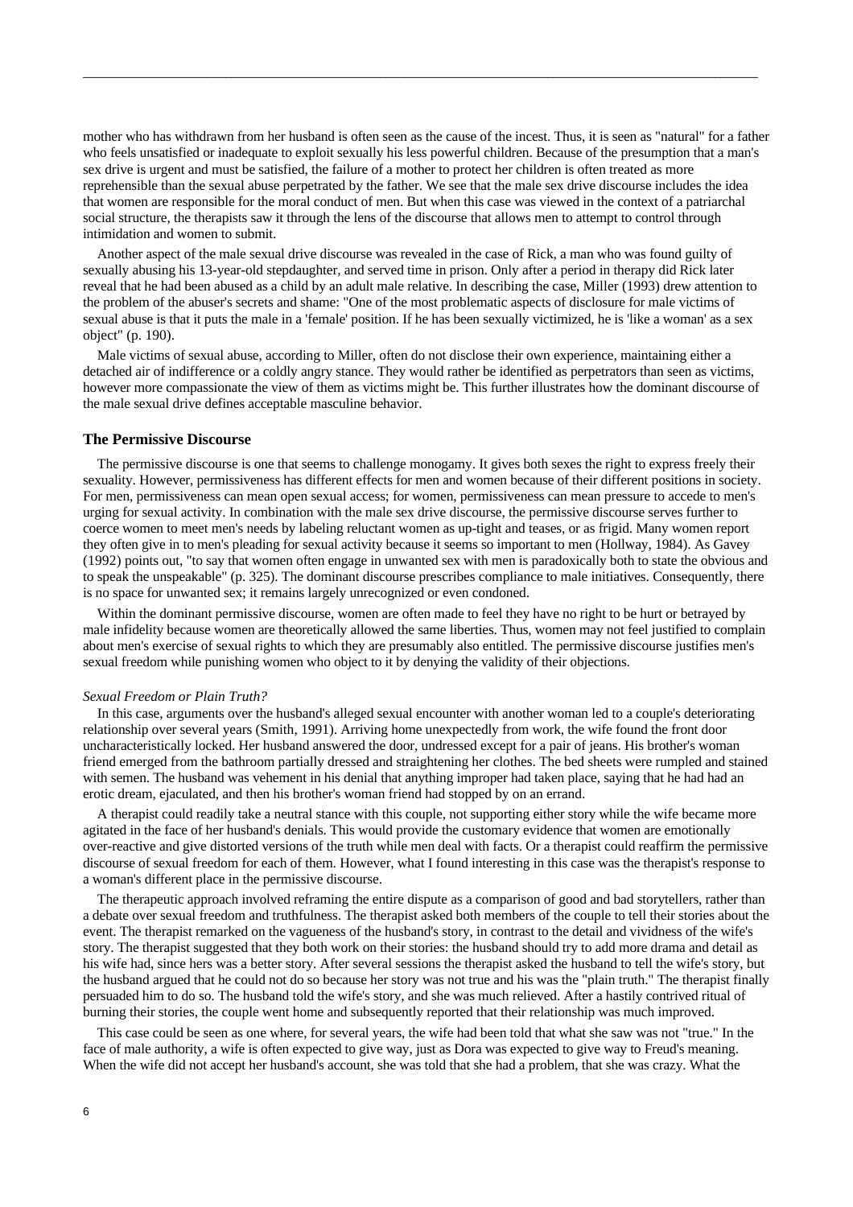mother who has withdrawn from her husband is often seen as the cause of the incest. Thus, it is seen as "natural" for a father who feels unsatisfied or inadequate to exploit sexually his less powerful children. Because of the presumption that a man's sex drive is urgent and must be satisfied, the failure of a mother to protect her children is often treated as more reprehensible than the sexual abuse perpetrated by the father. We see that the male sex drive discourse includes the idea that women are responsible for the moral conduct of men. But when this case was viewed in the context of a patriarchal social structure, the therapists saw it through the lens of the discourse that allows men to attempt to control through intimidation and women to submit.

Another aspect of the male sexual drive discourse was revealed in the case of Rick, a man who was found guilty of sexually abusing his 13-year-old stepdaughter, and served time in prison. Only after a period in therapy did Rick later reveal that he had been abused as a child by an adult male relative. In describing the case, Miller (1993) drew attention to the problem of the abuser's secrets and shame: "One of the most problematic aspects of disclosure for male victims of sexual abuse is that it puts the male in a 'female' position. If he has been sexually victimized, he is 'like a woman' as a sex object" (p. 190).

Male victims of sexual abuse, according to Miller, often do not disclose their own experience, maintaining either a detached air of indifference or a coldly angry stance. They would rather be identified as perpetrators than seen as victims, however more compassionate the view of them as victims might be. This further illustrates how the dominant discourse of the male sexual drive defines acceptable masculine behavior.

### The Permissive Discourse

The permissive discourse is one that seems to challenge monogamy. It gives both sexes the right to express freely their sexuality. However, permissiveness has different effects for men and women because of their different positions in society. For men, permissiveness can mean open sexual access; for women, permissiveness can mean pressure to accede to men's urging for sexual activity. In combination with the male sex drive discourse, the permissive discourse serves further to coerce women to meet men's needs by labeling reluctant women as up-tight and teases, or as frigid. Many women report they often give in to men's pleading for sexual activity because it seems so important to men (Hollway, 1984). As Gavey (1992) points out, "to say that women often engage in unwanted sex with men is paradoxically both to state the obvious and to speak the unspeakable" (p. 325). The dominant discourse prescribes compliance to male initiatives. Consequently, there is no space for unwanted sex; it remains largely unrecognized or even condoned.

Within the dominant permissive discourse, women are often made to feel they have no right to be hurt or betrayed by male infidelity because women are theoretically allowed the same liberties. Thus, women may not feel justified to complain about men's exercise of sexual rights to which they are presumably also entitled. The permissive discourse justifies men's sexual freedom while punishing women who object to it by denying the validity of their objections.

*Sexual Freedom or Plain Truth?*

In this case, arguments over the husband's alleged sexual encounter with another woman led to a couple's deteriorating relationship over several years (Smith, 1991). Arriving home unexpectedly from work, the wife found the front door uncharacteristically locked. Her husband answered the door, undressed except for a pair of jeans. His brother's woman friend emerged from the bathroom partially dressed and straightening her clothes. The bed sheets were rumpled and stained with semen. The husband was vehement in his denial that anything improper had taken place, saying that he had had an erotic dream, ejaculated, and then his brother's woman friend had stopped by on an errand.

A therapist could readily take a neutral stance with this couple, not supporting either story while the wife became more agitated in the face of her husband's denials. This would provide the customary evidence that women are emotionally over-reactive and give distorted versions of the truth while men deal with facts. Or a therapist could reaffirm the permissive discourse of sexual freedom for each of them. However, what I found interesting in this case was the therapist's response to a woman's different place in the permissive discourse.

The therapeutic approach involved reframing the entire dispute as a comparison of good and bad storytellers, rather than a debate over sexual freedom and truthfulness. The therapist asked both members of the couple to tell their stories about the event. The therapist remarked on the vagueness of the husband's story, in contrast to the detail and vividness of the wife's story. The therapist suggested that they both work on their stories: the husband should try to add more drama and detail as his wife had, since hers was a better story. After several sessions the therapist asked the husband to tell the wife's story, but the husband argued that he could not do so because her story was not true and his was the "plain truth." The therapist finally persuaded him to do so. The husband told the wife's story, and she was much relieved. After a hastily contrived ritual of burning their stories, the couple went home and subsequently reported that their relationship was much improved.

This case could be seen as one where, for several years, the wife had been told that what she saw was not "true." In the face of male authority, a wife is often expected to give way, just as Dora was expected to give way to Freud's meaning. When the wife did not accept her husband's account, she was told that she had a problem, that she was crazy. What the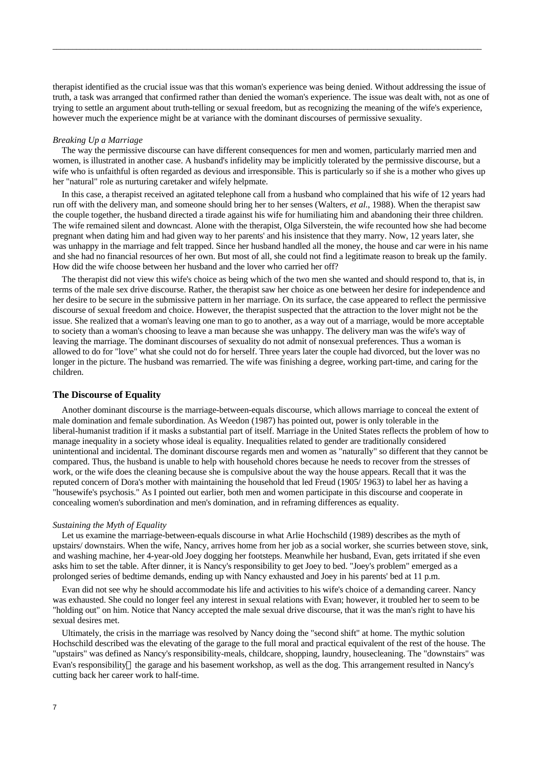therapist identified as the crucial issue was that this woman's experience was being denied. Without addressing the issue of truth, a task was arranged that confirmed rather than denied the woman's experience. The issue was dealt with, not as one of trying to settle an argument about truth-telling or sexual freedom, but as recognizing the meaning of the wife's experience, however much the experience might be at variance with the dominant discourses of permissive sexuality.

*Breaking Up a Marriage*

The way the permissive discourse can have different consequences for men and women, particularly married men and women, is illustrated in another case. A husband's infidelity may be implicitly tolerated by the permissive discourse, but a wife who is unfaithful is often regarded as devious and irresponsible. This is particularly so if she is a mother who gives up her "natural" role as nurturing caretaker and wifely helpmate.

In this case, a therapist received an agitated telephone call from a husband who complained that his wife of 12 years had run off with the delivery man, and someone should bring her to her senses (Walters, *et al.*, 1988). When the therapist saw the couple together, the husband directed a tirade against his wife for humiliating him and abandoning their three children. The wife remained silent and downcast. Alone with the therapist, Olga Silverstein, the wife recounted how she had become pregnant when dating him and had given way to her parents' and his insistence that they marry. Now, 12 years later, she was unhappy in the marriage and felt trapped. Since her husband handled all the money, the house and car were in his name and she had no financial resources of her own. But most of all, she could not find a legitimate reason to break up the family. How did the wife choose between her husband and the lover who carried her off?

The therapist did not view this wife's choice as being which of the two men she wanted and should respond to, that is, in terms of the male sex drive discourse. Rather, the therapist saw her choice as one between her desire for independence and her desire to be secure in the submissive pattern in her marriage. On its surface, the case appeared to reflect the permissive discourse of sexual freedom and choice. However, the therapist suspected that the attraction to the lover might not be the issue. She realized that a woman's leaving one man to go to another, as a way out of a marriage, would be more acceptable to society than a woman's choosing to leave a man because she was unhappy. The delivery man was the wife's way of leaving the marriage. The dominant discourses of sexuality do not admit of nonsexual preferences. Thus a woman is allowed to do for "love" what she could not do for herself. Three years later the couple had divorced, but the lover was no longer in the picture. The husband was remarried. The wife was finishing a degree, working part-time, and caring for the children.

### The Discourse of Equality

Another dominant discourse is the marriage-between-equals discourse, which allows marriage to conceal the extent of male domination and female subordination. As Weedon (1987) has pointed out, power is only tolerable in the liberal-humanist tradition if it masks a substantial part of itself. Marriage in the United States reflects the problem of how to manage inequality in a society whose ideal is equality. Inequalities related to gender are traditionally considered unintentional and incidental. The dominant discourse regards men and women as "naturally" so different that they cannot be compared. Thus, the husband is unable to help with household chores because he needs to recover from the stresses of work, or the wife does the cleaning because she is compulsive about the way the house appears. Recall that it was the reputed concern of Dora's mother with maintaining the household that led Freud (1905/ 1963) to label her as having a "housewife's psychosis." As I pointed out earlier, both men and women participate in this discourse and cooperate in concealing women's subordination and men's domination, and in reframing differences as equality.

*Sustaining the Myth of Equality*

Let us examine the marriage-between-equals discourse in what Arlie Hochschild (1989) describes as the myth of upstairs/ downstairs. When the wife, Nancy, arrives home from her job as a social worker, she scurries between stove, sink, and washing machine, her 4-year-old Joey dogging her footsteps. Meanwhile her husband, Evan, gets irritated if she even asks him to set the table. After dinner, it is Nancy's responsibility to get Joey to bed. "Joey's problem" emerged as a prolonged series of bedtime demands, ending up with Nancy exhausted and Joey in his parents' bed at 11 p.m.

Evan did not see why he should accommodate his life and activities to his wife's choice of a demanding career. Nancy was exhausted. She could no longer feel any interest in sexual relations with Evan; however, it troubled her to seem to be "holding out" on him. Notice that Nancy accepted the male sexual drive discourse, that it was the man's right to have his sexual desires met.

Ultimately, the crisis in the marriage was resolved by Nancy doing the "second shift" at home. The mythic solution Hochschild described was the elevating of the garage to the full moral and practical equivalent of the rest of the house. The "upstairs" was defined as Nancy's responsibility-meals, childcare, shopping, laundry, housecleaning. The "downstairs" was Evan's responsibility— the garage and his basement workshop, as well as the dog. This arrangement resulted in Nancy's cutting back her career work to half-time.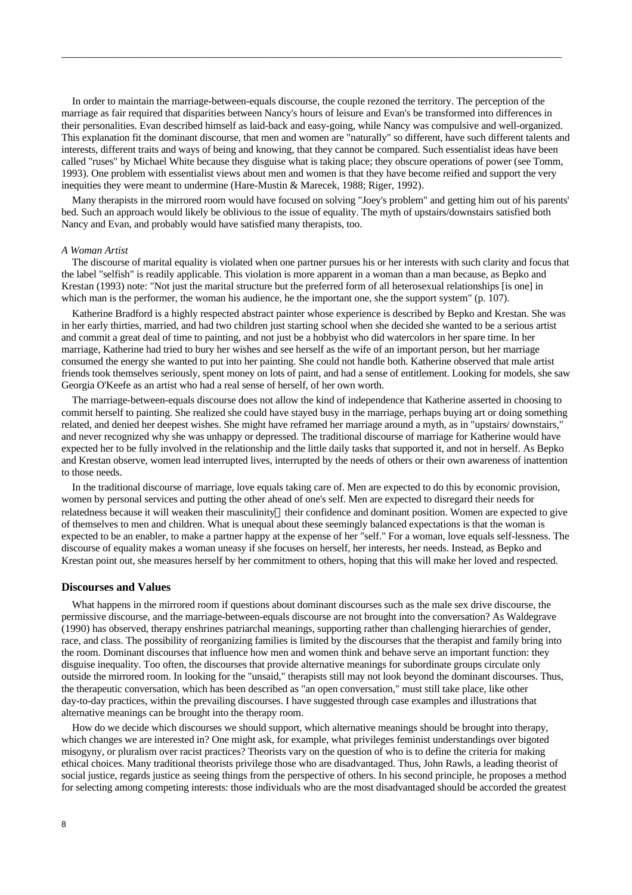In order to maintain the marriage-between-equals discourse, the couple rezoned the territory. The perception of the marriage as fair required that disparities between Nancy's hours of leisure and Evan's be transformed into differences in their personalities. Evan described himself as laid-back and easy-going, while Nancy was compulsive and well-organized. This explanation fit the dominant discourse, that men and women are "naturally" so different, have such different talents and interests, different traits and ways of being and knowing, that they cannot be compared. Such essentialist ideas have been called "ruses" by Michael White because they disguise what is taking place; they obscure operations of power (see Tomm, 1993). One problem with essentialist views about men and women is that they have become reified and support the very inequities they were meant to undermine (Hare-Mustin & Marecek, 1988; Riger, 1992).

Many therapists in the mirrored room would have focused on solving "Joey's problem" and getting him out of his parents' bed. Such an approach would likely be oblivious to the issue of equality. The myth of upstairs/downstairs satisfied both Nancy and Evan, and probably would have satisfied many therapists, too.

*A Woman Artist*

The discourse of marital equality is violated when one partner pursues his or her interests with such clarity and focus that the label "selfish" is readily applicable. This violation is more apparent in a woman than a man because, as Bepko and Krestan (1993) note: "Not just the marital structure but the preferred form of all heterosexual relationships [is one] in which man is the performer, the woman his audience, he the important one, she the support system" (p. 107).

Katherine Bradford is a highly respected abstract painter whose experience is described by Bepko and Krestan. She was in her early thirties, married, and had two children just starting school when she decided she wanted to be a serious artist and commit a great deal of time to painting, and not just be a hobbyist who did watercolors in her spare time. In her marriage, Katherine had tried to bury her wishes and see herself as the wife of an important person, but her marriage consumed the energy she wanted to put into her painting. She could not handle both. Katherine observed that male artist friends took themselves seriously, spent money on lots of paint, and had a sense of entitlement. Looking for models, she saw Georgia O'Keefe as an artist who had a real sense of herself, of her own worth.

The marriage-between-equals discourse does not allow the kind of independence that Katherine asserted in choosing to commit herself to painting. She realized she could have stayed busy in the marriage, perhaps buying art or doing something related, and denied her deepest wishes. She might have reframed her marriage around a myth, as in "upstairs/ downstairs," and never recognized why she was unhappy or depressed. The traditional discourse of marriage for Katherine would have expected her to be fully involved in the relationship and the little daily tasks that supported it, and not in herself. As Bepko and Krestan observe, women lead interrupted lives, interrupted by the needs of others or their own awareness of inattention to those needs.

In the traditional discourse of marriage, love equals taking care of. Men are expected to do this by economic provision, women by personal services and putting the other ahead of one's self. Men are expected to disregard their needs for relatedness because it will weaken their masculinity—their confidence and dominant position. Women are expected to give of themselves to men and children. What is unequal about these seemingly balanced expectations is that the woman is expected to be an enabler, to make a partner happy at the expense of her "self." For a woman, love equals self-lessness. The discourse of equality makes a woman uneasy if she focuses on herself, her interests, her needs. Instead, as Bepko and Krestan point out, she measures herself by her commitment to others, hoping that this will make her loved and respected.

## Discourses and Values

What happens in the mirrored room if questions about dominant discourses such as the male sex drive discourse, the permissive discourse, and the marriage-between-equals discourse are not brought into the conversation? As Waldegrave (1990) has observed, therapy enshrines patriarchal meanings, supporting rather than challenging hierarchies of gender, race, and class. The possibility of reorganizing families is limited by the discourses that the therapist and family bring into the room. Dominant discourses that influence how men and women think and behave serve an important function: they disguise inequality. Too often, the discourses that provide alternative meanings for subordinate groups circulate only outside the mirrored room. In looking for the "unsaid," therapists still may not look beyond the dominant discourses. Thus, the therapeutic conversation, which has been described as "an open conversation," must still take place, like other day-to-day practices, within the prevailing discourses. I have suggested through case examples and illustrations that alternative meanings can be brought into the therapy room.

How do we decide which discourses we should support, which alternative meanings should be brought into therapy, which changes we are interested in? One might ask, for example, what privileges feminist understandings over bigoted misogyny, or pluralism over racist practices? Theorists vary on the question of who is to define the criteria for making ethical choices. Many traditional theorists privilege those who are disadvantaged. Thus, John Rawls, a leading theorist of social justice, regards justice as seeing things from the perspective of others. In his second principle, he proposes a method for selecting among competing interests: those individuals who are the most disadvantaged should be accorded the greatest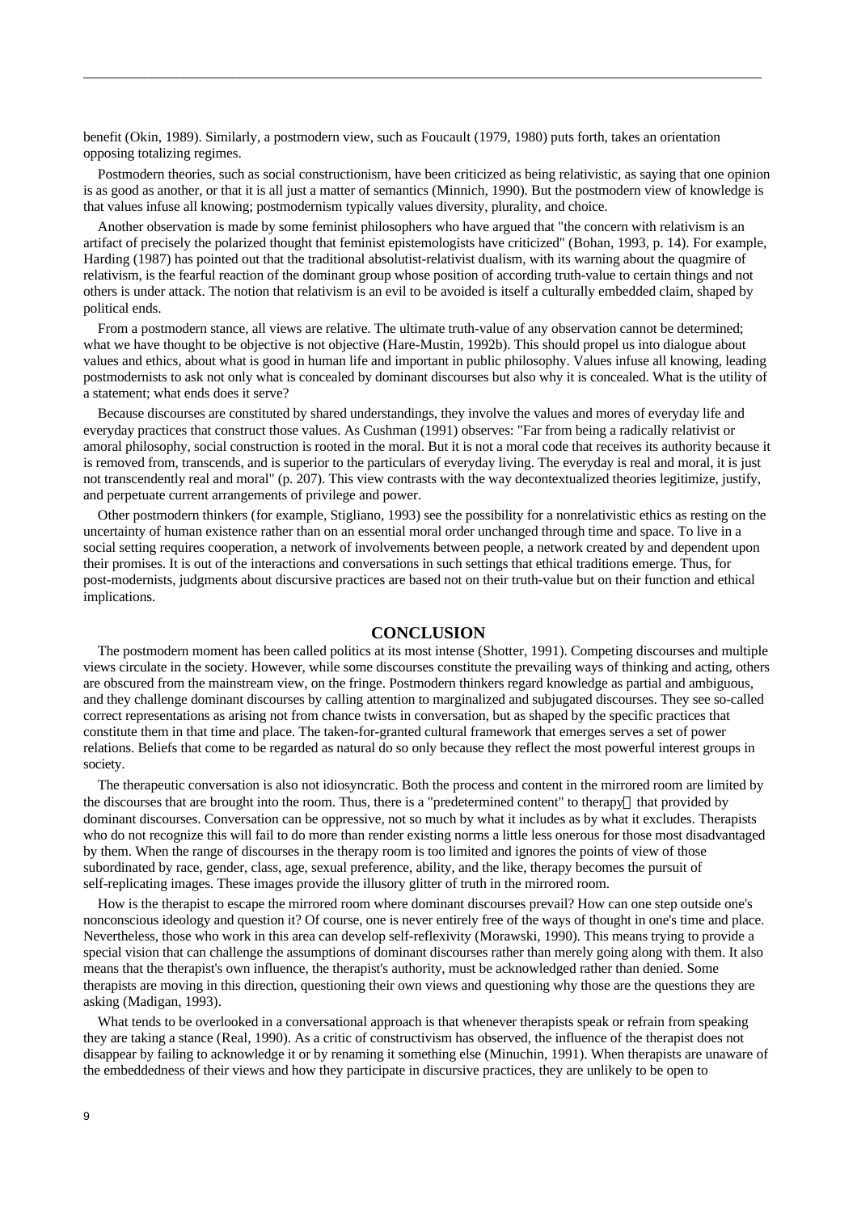benefit (Okin, 1989). Similarly, a postmodern view, such as Foucault (1979, 1980) puts forth, takes an orientation opposing totalizing regimes.

Postmodern theories, such as social constructionism, have been criticized as being relativistic, as saying that one opinion is as good as another, or that it is all just a matter of semantics (Minnich, 1990). But the postmodern view of knowledge is that values infuse all knowing; postmodernism typically values diversity, plurality, and choice.

Another observation is made by some feminist philosophers who have argued that "the concern with relativism is an artifact of precisely the polarized thought that feminist epistemologists have criticized" (Bohan, 1993, p. 14). For example, Harding (1987) has pointed out that the traditional absolutist-relativist dualism, with its warning about the quagmire of relativism, is the fearful reaction of the dominant group whose position of according truth-value to certain things and not others is under attack. The notion that relativism is an evil to be avoided is itself a culturally embedded claim, shaped by political ends.

From a postmodern stance, all views are relative. The ultimate truth-value of any observation cannot be determined; what we have thought to be objective is not objective (Hare-Mustin, 1992b). This should propel us into dialogue about values and ethics, about what is good in human life and important in public philosophy. Values infuse all knowing, leading postmodernists to ask not only what is concealed by dominant discourses but also why it is concealed. What is the utility of a statement; what ends does it serve?

Because discourses are constituted by shared understandings, they involve the values and mores of everyday life and everyday practices that construct those values. As Cushman (1991) observes: "Far from being a radically relativist or amoral philosophy, social construction is rooted in the moral. But it is not a moral code that receives its authority because it is removed from, transcends, and is superior to the particulars of everyday living. The everyday is real and moral, it is just not transcendently real and moral" (p. 207). This view contrasts with the way decontextualized theories legitimize, justify, and perpetuate current arrangements of privilege and power.

Other postmodern thinkers (for example, Stigliano, 1993) see the possibility for a nonrelativistic ethics as resting on the uncertainty of human existence rather than on an essential moral order unchanged through time and space. To live in a social setting requires cooperation, a network of involvements between people, a network created by and dependent upon their promises. It is out of the interactions and conversations in such settings that ethical traditions emerge. Thus, for post-modernists, judgments about discursive practices are based not on their truth-value but on their function and ethical implications.

## CONCLUSION

The postmodern moment has been called politics at its most intense (Shotter, 1991). Competing discourses and multiple views circulate in the society. However, while some discourses constitute the prevailing ways of thinking and acting, others are obscured from the mainstream view, on the fringe. Postmodern thinkers regard knowledge as partial and ambiguous, and they challenge dominant discourses by calling attention to marginalized and subjugated discourses. They see so-called correct representations as arising not from chance twists in conversation, but as shaped by the specific practices that constitute them in that time and place. The taken-for-granted cultural framework that emerges serves a set of power relations. Beliefs that come to be regarded as natural do so only because they reflect the most powerful interest groups in society.

The therapeutic conversation is also not idiosyncratic. Both the process and content in the mirrored room are limited by the discourses that are brought into the room. Thus, there is a "predetermined content" to therapy— that provided by dominant discourses. Conversation can be oppressive, not so much by what it includes as by what it excludes. Therapists who do not recognize this will fail to do more than render existing norms a little less onerous for those most disadvantaged by them. When the range of discourses in the therapy room is too limited and ignores the points of view of those subordinated by race, gender, class, age, sexual preference, ability, and the like, therapy becomes the pursuit of self-replicating images. These images provide the illusory glitter of truth in the mirrored room.

How is the therapist to escape the mirrored room where dominant discourses prevail? How can one step outside one's nonconscious ideology and question it? Of course, one is never entirely free of the ways of thought in one's time and place. Nevertheless, those who work in this area can develop self-reflexivity (Morawski, 1990). This means trying to provide a special vision that can challenge the assumptions of dominant discourses rather than merely going along with them. It also means that the therapist's own influence, the therapist's authority, must be acknowledged rather than denied. Some therapists are moving in this direction, questioning their own views and questioning why those are the questions they are asking (Madigan, 1993).

What tends to be overlooked in a conversational approach is that whenever therapists speak or refrain from speaking they are taking a stance (Real, 1990). As a critic of constructivism has observed, the influence of the therapist does not disappear by failing to acknowledge it or by renaming it something else (Minuchin, 1991). When therapists are unaware of the embeddedness of their views and how they participate in discursive practices, they are unlikely to be open to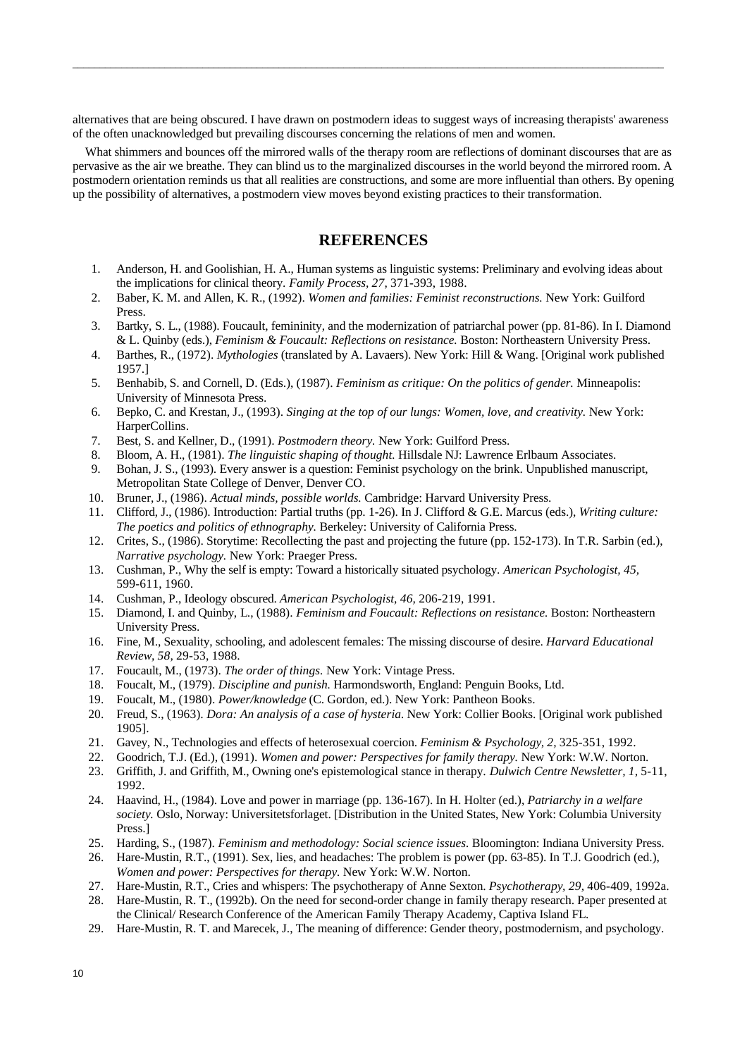alternatives that are being obscured. I have drawn on postmodern ideas to suggest ways of increasing therapists' awareness of the often unacknowledged but prevailing discourses concerning the relations of men and women.

What shimmers and bounces off the mirrored walls of the therapy room are reflections of dominant discourses that are as pervasive as the air we breathe. They can blind us to the marginalized discourses in the world beyond the mirrored room. A postmodern orientation reminds us that all realities are constructions, and some are more influential than others. By opening up the possibility of alternatives, a postmodern view moves beyond existing practices to their transformation.

## REFERENCES

1. Anderson, H. and Goolishian, H. A., Human systems as linguistic systems: Preliminary and evolving ideas about the implications for clinical theory. *Family Process, 27,* 371-393, 1988.
2. Baber, K. M. and Allen, K. R., (1992). *Women and families: Feminist reconstructions.* New York: Guilford Press.
3. Bartky, S. L., (1988). Foucault, femininity, and the modernization of patriarchal power (pp. 81-86). In I. Diamond & L. Quinby (eds.), *Feminism & Foucault: Reflections on resistance.* Boston: Northeastern University Press.
4. Barthes, R., (1972). *Mythologies* (translated by A. Lavaers). New York: Hill & Wang. [Original work published 1957.]
5. Benhabib, S. and Cornell, D. (Eds.), (1987). *Feminism as critique: On the politics of gender.* Minneapolis: University of Minnesota Press.
6. Bepko, C. and Krestan, J., (1993). *Singing at the top of our lungs: Women, love, and creativity.* New York: HarperCollins.
7. Best, S. and Kellner, D., (1991). *Postmodern theory.* New York: Guilford Press.
8. Bloom, A. H., (1981). *The linguistic shaping of thought.* Hillsdale NJ: Lawrence Erlbaum Associates.
9. Bohan, J. S., (1993). Every answer is a question: Feminist psychology on the brink. Unpublished manuscript, Metropolitan State College of Denver, Denver CO.
10. Bruner, J., (1986). *Actual minds, possible worlds.* Cambridge: Harvard University Press.
11. Clifford, J., (1986). Introduction: Partial truths (pp. 1-26). In J. Clifford & G.E. Marcus (eds.), *Writing culture: The poetics and politics of ethnography.* Berkeley: University of California Press.
12. Crites, S., (1986). Storytime: Recollecting the past and projecting the future (pp. 152-173). In T.R. Sarbin (ed.), *Narrative psychology.* New York: Praeger Press.
13. Cushman, P., Why the self is empty: Toward a historically situated psychology. *American Psychologist, 45,* 599-611, 1960.
14. Cushman, P., Ideology obscured. *American Psychologist, 46,* 206-219, 1991.
15. Diamond, I. and Quinby, L., (1988). *Feminism and Foucault: Reflections on resistance.* Boston: Northeastern University Press.
16. Fine, M., Sexuality, schooling, and adolescent females: The missing discourse of desire. *Harvard Educational Review, 58,* 29-53, 1988.
17. Foucault, M., (1973). *The order of things.* New York: Vintage Press.
18. Foucalt, M., (1979). *Discipline and punish.* Harmondsworth, England: Penguin Books, Ltd.
19. Foucalt, M., (1980). *Power/knowledge* (C. Gordon, ed.). New York: Pantheon Books.
20. Freud, S., (1963). *Dora: An analysis of a case of hysteria.* New York: Collier Books. [Original work published 1905].
21. Gavey, N., Technologies and effects of heterosexual coercion. *Feminism & Psychology, 2,* 325-351, 1992.
22. Goodrich, T.J. (Ed.), (1991). *Women and power: Perspectives for family therapy.* New York: W.W. Norton.
23. Griffith, J. and Griffith, M., Owning one's epistemological stance in therapy. *Dulwich Centre Newsletter, 1,* 5-11, 1992.
24. Haavind, H., (1984). Love and power in marriage (pp. 136-167). In H. Holter (ed.), *Patriarchy in a welfare society.* Oslo, Norway: Universitetsforlaget. [Distribution in the United States, New York: Columbia University Press.]
25. Harding, S., (1987). *Feminism and methodology: Social science issues.* Bloomington: Indiana University Press.
26. Hare-Mustin, R.T., (1991). Sex, lies, and headaches: The problem is power (pp. 63-85). In T.J. Goodrich (ed.), *Women and power: Perspectives for therapy.* New York: W.W. Norton.
27. Hare-Mustin, R.T., Cries and whispers: The psychotherapy of Anne Sexton. *Psychotherapy, 29,* 406-409, 1992a.
28. Hare-Mustin, R. T., (1992b). On the need for second-order change in family therapy research. Paper presented at the Clinical/ Research Conference of the American Family Therapy Academy, Captiva Island FL.
29. Hare-Mustin, R. T. and Marecek, J., The meaning of difference: Gender theory, postmodernism, and psychology.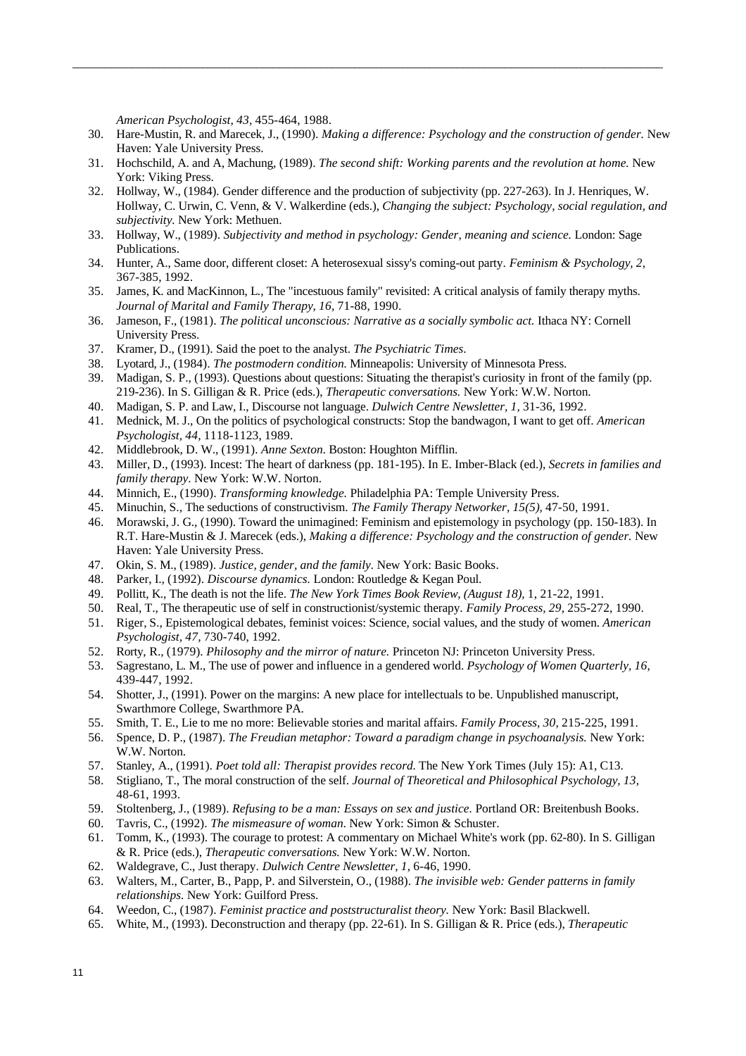*American Psychologist, 43*, 455-464, 1988.

30. Hare-Mustin, R. and Marecek, J., (1990). *Making a difference: Psychology and the construction of gender.* New Haven: Yale University Press.
31. Hochschild, A. and A, Machung, (1989). *The second shift: Working parents and the revolution at home.* New York: Viking Press.
32. Hollway, W., (1984). Gender difference and the production of subjectivity (pp. 227-263). In J. Henriques, W. Hollway, C. Urwin, C. Venn, & V. Walkerdine (eds.), *Changing the subject: Psychology, social regulation, and subjectivity.* New York: Methuen.
33. Hollway, W., (1989). *Subjectivity and method in psychology: Gender, meaning and science.* London: Sage Publications.
34. Hunter, A., Same door, different closet: A heterosexual sissy's coming-out party. *Feminism & Psychology, 2,* 367-385, 1992.
35. James, K. and MacKinnon, L., The "incestuous family" revisited: A critical analysis of family therapy myths. *Journal of Marital and Family Therapy, 16,* 71-88, 1990.
36. Jameson, F., (1981). *The political unconscious: Narrative as a socially symbolic act.* Ithaca NY: Cornell University Press.
37. Kramer, D., (1991). Said the poet to the analyst. *The Psychiatric Times*.
38. Lyotard, J., (1984). *The postmodern condition.* Minneapolis: University of Minnesota Press.
39. Madigan, S. P., (1993). Questions about questions: Situating the therapist's curiosity in front of the family (pp. 219-236). In S. Gilligan & R. Price (eds.), *Therapeutic conversations.* New York: W.W. Norton.
40. Madigan, S. P. and Law, I., Discourse not language. *Dulwich Centre Newsletter, 1,* 31-36, 1992.
41. Mednick, M. J., On the politics of psychological constructs: Stop the bandwagon, I want to get off. *American Psychologist, 44,* 1118-1123, 1989.
42. Middlebrook, D. W., (1991). *Anne Sexton*. Boston: Houghton Mifflin.
43. Miller, D., (1993). Incest: The heart of darkness (pp. 181-195). In E. Imber-Black (ed.), *Secrets in families and family therapy.* New York: W.W. Norton.
44. Minnich, E., (1990). *Transforming knowledge.* Philadelphia PA: Temple University Press.
45. Minuchin, S., The seductions of constructivism. *The Family Therapy Networker, 15(5),* 47-50, 1991.
46. Morawski, J. G., (1990). Toward the unimagined: Feminism and epistemology in psychology (pp. 150-183). In R.T. Hare-Mustin & J. Marecek (eds.), *Making a difference: Psychology and the construction of gender.* New Haven: Yale University Press.
47. Okin, S. M., (1989). *Justice, gender, and the family*. New York: Basic Books.
48. Parker, I., (1992). *Discourse dynamics.* London: Routledge & Kegan Poul.
49. Pollitt, K., The death is not the life. *The New York Times Book Review, (August 18),* 1, 21-22, 1991.
50. Real, T., The therapeutic use of self in constructionist/systemic therapy. *Family Process, 29,* 255-272, 1990.
51. Riger, S., Epistemological debates, feminist voices: Science, social values, and the study of women. *American Psychologist, 47,* 730-740, 1992.
52. Rorty, R., (1979). *Philosophy and the mirror of nature.* Princeton NJ: Princeton University Press.
53. Sagrestano, L. M., The use of power and influence in a gendered world. *Psychology of Women Quarterly, 16,* 439-447, 1992.
54. Shotter, J., (1991). Power on the margins: A new place for intellectuals to be. Unpublished manuscript, Swarthmore College, Swarthmore PA.
55. Smith, T. E., Lie to me no more: Believable stories and marital affairs. *Family Process, 30,* 215-225, 1991.
56. Spence, D. P., (1987). *The Freudian metaphor: Toward a paradigm change in psychoanalysis.* New York: W.W. Norton.
57. Stanley, A., (1991). *Poet told all: Therapist provides record.* The New York Times (July 15): A1, C13.
58. Stigliano, T., The moral construction of the self. *Journal of Theoretical and Philosophical Psychology, 13,* 48-61, 1993.
59. Stoltenberg, J., (1989). *Refusing to be a man: Essays on sex and justice.* Portland OR: Breitenbush Books.
60. Tavris, C., (1992). *The mismeasure of woman*. New York: Simon & Schuster.
61. Tomm, K., (1993). The courage to protest: A commentary on Michael White's work (pp. 62-80). In S. Gilligan & R. Price (eds.), *Therapeutic conversations.* New York: W.W. Norton.
62. Waldegrave, C., Just therapy. *Dulwich Centre Newsletter, 1,* 6-46, 1990.
63. Walters, M., Carter, B., Papp, P. and Silverstein, O., (1988). *The invisible web: Gender patterns in family relationships.* New York: Guilford Press.
64. Weedon, C., (1987). *Feminist practice and poststructuralist theory.* New York: Basil Blackwell.
65. White, M., (1993). Deconstruction and therapy (pp. 22-61). In S. Gilligan & R. Price (eds.), *Therapeutic*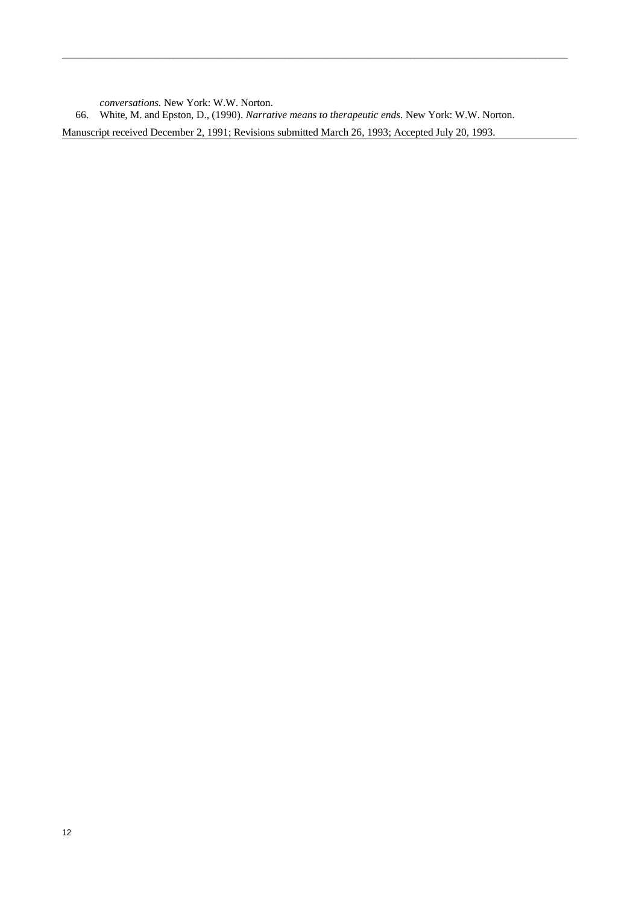*conversations.* New York: W.W. Norton.

66. White, M. and Epston, D., (1990). *Narrative means to therapeutic ends.* New York: W.W. Norton.

Manuscript received December 2, 1991; Revisions submitted March 26, 1993; Accepted July 20, 1993.